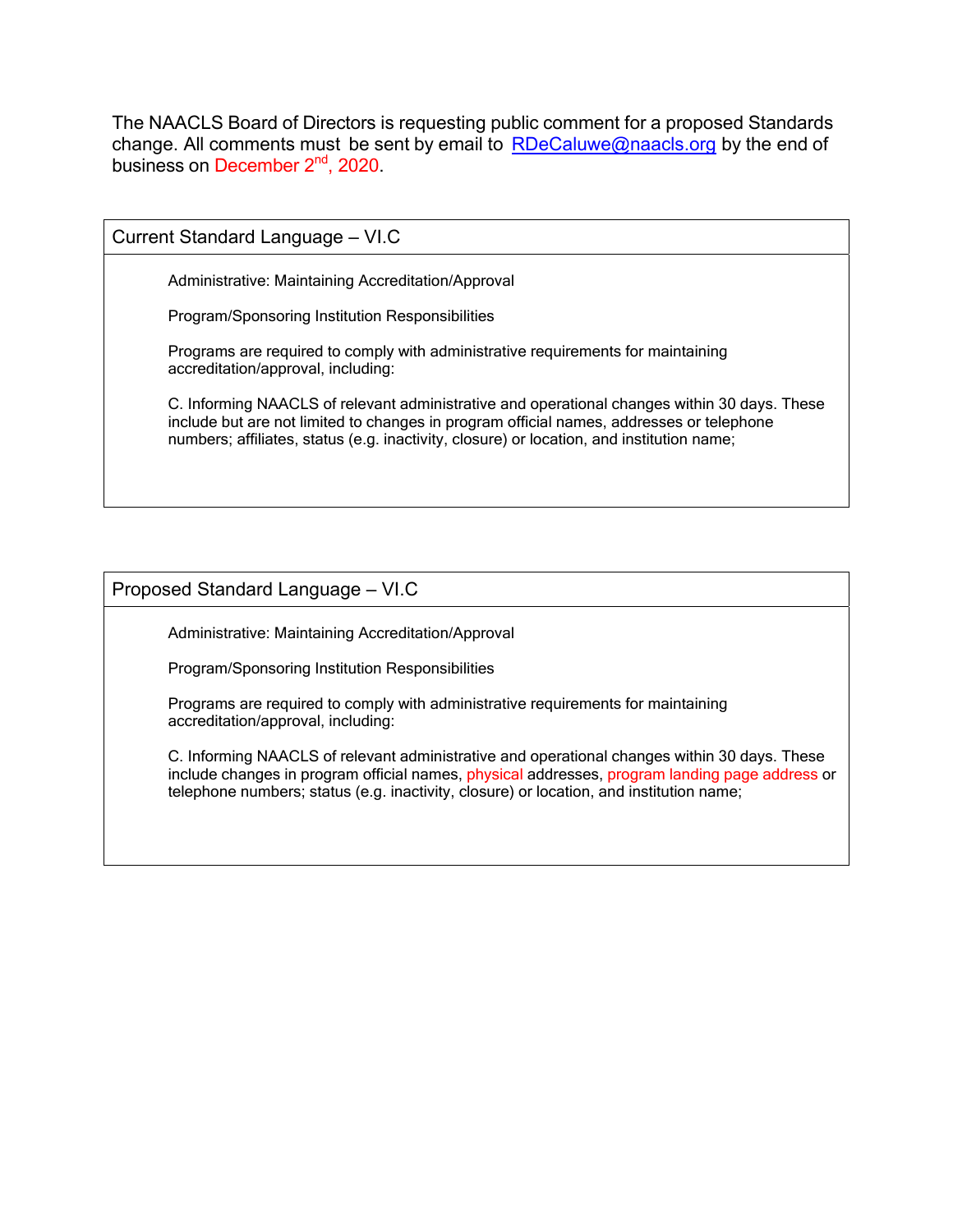The NAACLS Board of Directors is requesting public comment for a proposed Standards change. All comments must be sent by email to RDeCaluwe@naacls.org by the end of business on December 2nd, 2020.

## Current Standard Language – VI.C

Administrative: Maintaining Accreditation/Approval

Program/Sponsoring Institution Responsibilities

Programs are required to comply with administrative requirements for maintaining accreditation/approval, including:

C. Informing NAACLS of relevant administrative and operational changes within 30 days. These include but are not limited to changes in program official names, addresses or telephone numbers; affiliates, status (e.g. inactivity, closure) or location, and institution name;

## Proposed Standard Language – VI.C

Administrative: Maintaining Accreditation/Approval

Program/Sponsoring Institution Responsibilities

Programs are required to comply with administrative requirements for maintaining accreditation/approval, including:

C. Informing NAACLS of relevant administrative and operational changes within 30 days. These include changes in program official names, physical addresses, program landing page address or telephone numbers; status (e.g. inactivity, closure) or location, and institution name;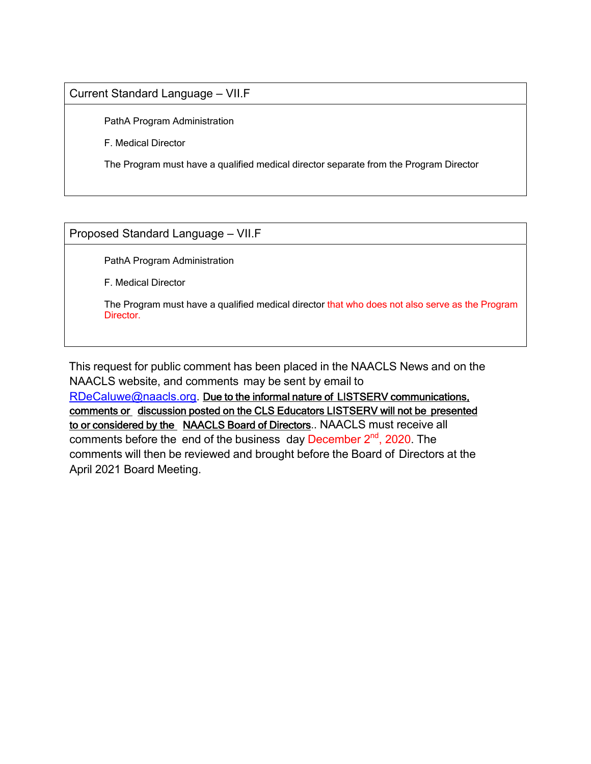| Current Standard Language – VII.F |
| --- |
| PathA Program Administration<br><br>F. Medical Director<br><br>The Program must have a qualified medical director separate from the Program Director |

| Proposed Standard Language – VII.F |
| --- |
| PathA Program Administration<br><br>F. Medical Director<br><br>The Program must have a qualified medical director that who does not also serve as the Program Director. |

This request for public comment has been placed in the NAACLS News and on the NAACLS website, and comments may be sent by email to RDeCaluwe@naacls.org. **Due to the informal nature of LISTSERV communications, comments or discussion posted on the CLS Educators LISTSERV will not be presented to or considered by the NAACLS Board of Directors**.. NAACLS must receive all comments before the end of the business day December 2nd, 2020. The comments will then be reviewed and brought before the Board of Directors at the April 2021 Board Meeting.